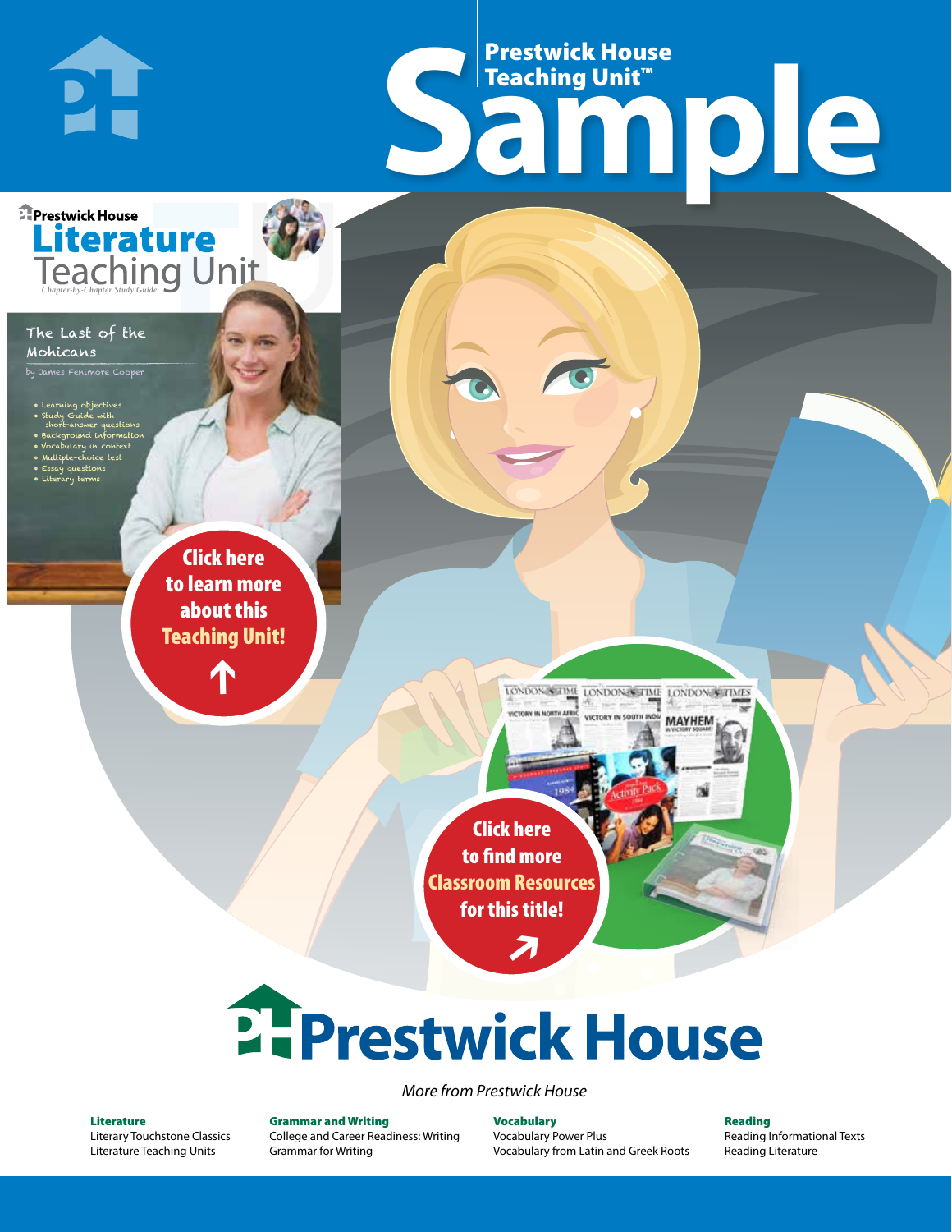# Prestwick House Teaching Unit™

# Sample

Prestwick House

## Literature Teaching Unit

*Chapter-by-Chapter Study Guide*

The Last of the Mohicans

by James Fenimore Cooper

- Learning objectives
- Study Guide with short-answer questions
- Background information
- Vocabulary in context
- Multiple-choice test
- Essay questions
- Literary terms

**Click here to learn more about this Teaching Unit!**

**Click here to find more Classroom Resources for this title!**

# Prestwick House

*More from Prestwick House*

**Literature**
Literary Touchstone Classics
Literature Teaching Units

**Grammar and Writing**
College and Career Readiness: Writing
Grammar for Writing

**Vocabulary**
Vocabulary Power Plus
Vocabulary from Latin and Greek Roots

**Reading**
Reading Informational Texts
Reading Literature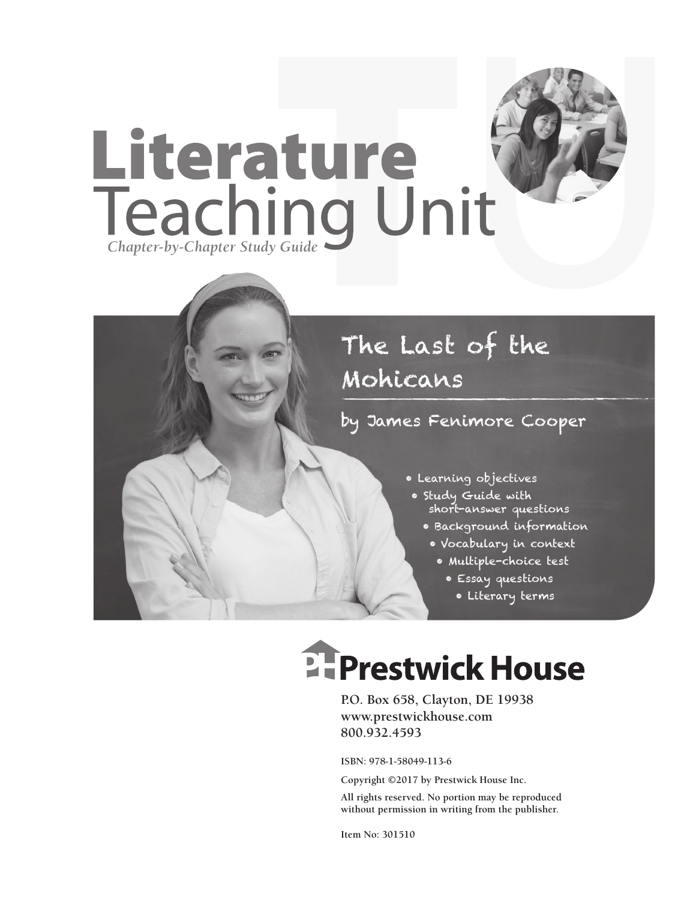# Literature Teaching Unit

*Chapter-by-Chapter Study Guide*

## The Last of the Mohicans

### by James Fenimore Cooper

- Learning objectives
- Study Guide with short-answer questions
- Background information
- Vocabulary in context
- Multiple-choice test
- Essay questions
- Literary terms

**Prestwick House**

P.O. Box 658, Clayton, DE 19938
www.prestwickhouse.com
800.932.4593

ISBN: 978-1-58049-113-6

Copyright ©2017 by Prestwick House Inc.

All rights reserved. No portion may be reproduced without permission in writing from the publisher.

Item No: 301510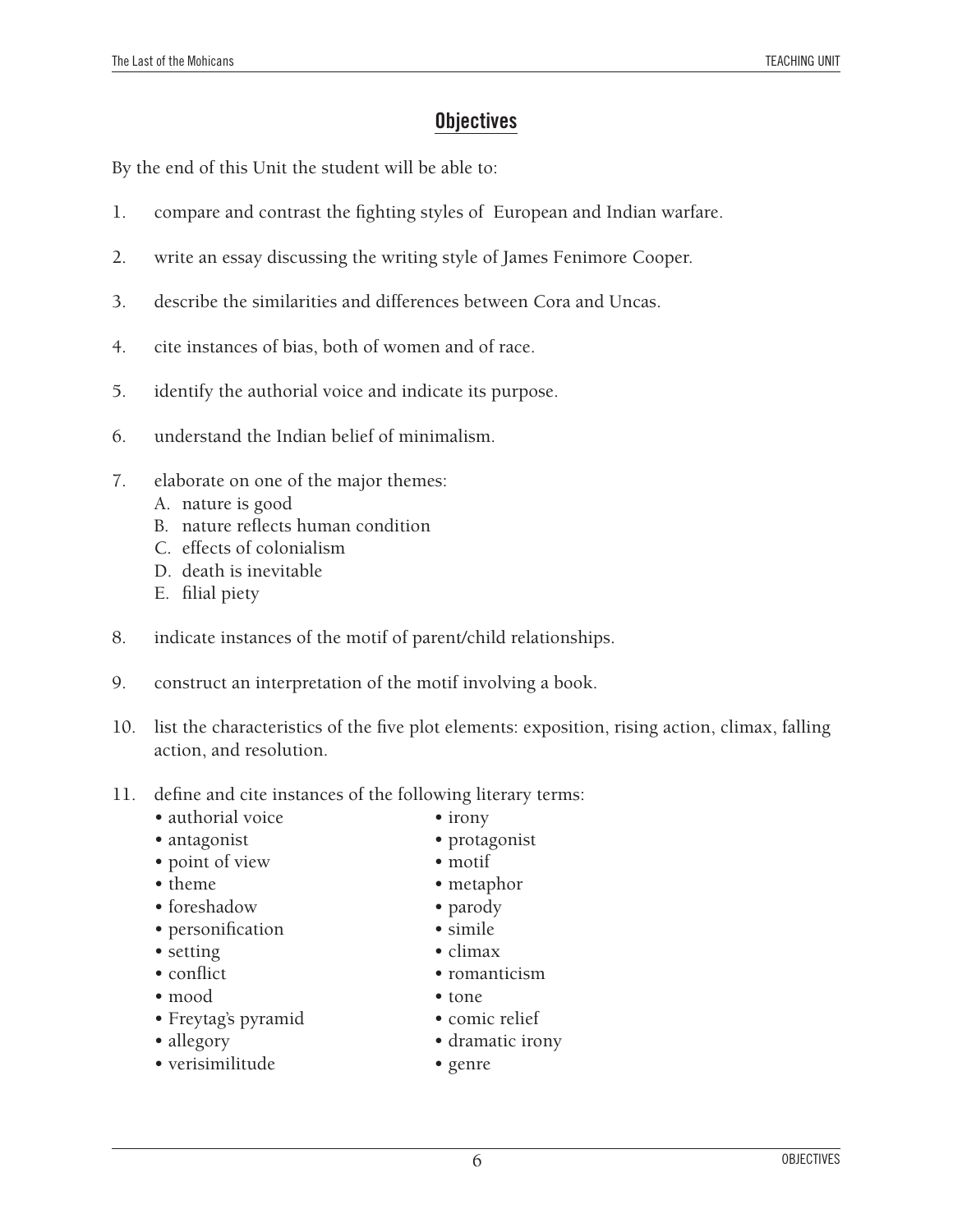## Objectives

By the end of this Unit the student will be able to:

1. compare and contrast the fighting styles of European and Indian warfare.
2. write an essay discussing the writing style of James Fenimore Cooper.
3. describe the similarities and differences between Cora and Uncas.
4. cite instances of bias, both of women and of race.
5. identify the authorial voice and indicate its purpose.
6. understand the Indian belief of minimalism.
7. elaborate on one of the major themes:
   - A. nature is good
   - B. nature reflects human condition
   - C. effects of colonialism
   - D. death is inevitable
   - E. filial piety
8. indicate instances of the motif of parent/child relationships.
9. construct an interpretation of the motif involving a book.
10. list the characteristics of the five plot elements: exposition, rising action, climax, falling action, and resolution.
11. define and cite instances of the following literary terms:
    - authorial voice
    - antagonist
    - point of view
    - theme
    - foreshadow
    - personification
    - setting
    - conflict
    - mood
    - Freytag's pyramid
    - allegory
    - verisimilitude
    - irony
    - protagonist
    - motif
    - metaphor
    - parody
    - simile
    - climax
    - romanticism
    - tone
    - comic relief
    - dramatic irony
    - genre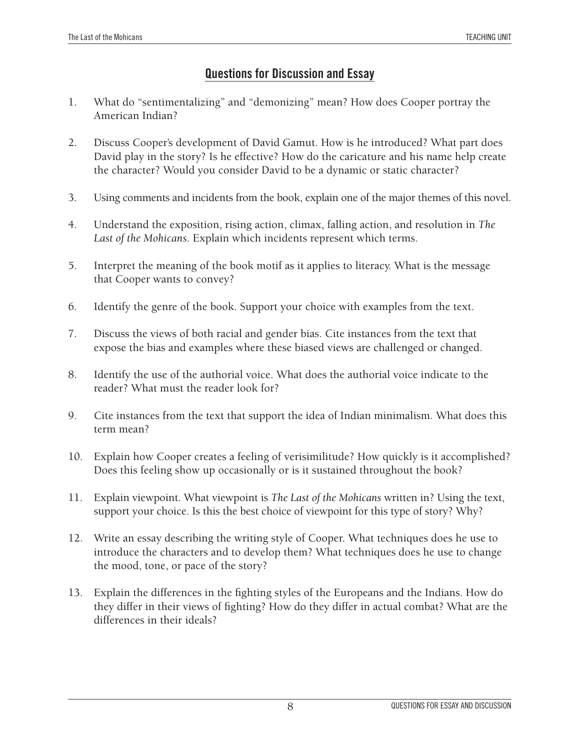## Questions for Discussion and Essay

1. What do "sentimentalizing" and "demonizing" mean? How does Cooper portray the American Indian?

2. Discuss Cooper's development of David Gamut. How is he introduced? What part does David play in the story? Is he effective? How do the caricature and his name help create the character? Would you consider David to be a dynamic or static character?

3. Using comments and incidents from the book, explain one of the major themes of this novel.

4. Understand the exposition, rising action, climax, falling action, and resolution in *The Last of the Mohicans*. Explain which incidents represent which terms.

5. Interpret the meaning of the book motif as it applies to literacy. What is the message that Cooper wants to convey?

6. Identify the genre of the book. Support your choice with examples from the text.

7. Discuss the views of both racial and gender bias. Cite instances from the text that expose the bias and examples where these biased views are challenged or changed.

8. Identify the use of the authorial voice. What does the authorial voice indicate to the reader? What must the reader look for?

9. Cite instances from the text that support the idea of Indian minimalism. What does this term mean?

10. Explain how Cooper creates a feeling of verisimilitude? How quickly is it accomplished? Does this feeling show up occasionally or is it sustained throughout the book?

11. Explain viewpoint. What viewpoint is *The Last of the Mohicans* written in? Using the text, support your choice. Is this the best choice of viewpoint for this type of story? Why?

12. Write an essay describing the writing style of Cooper. What techniques does he use to introduce the characters and to develop them? What techniques does he use to change the mood, tone, or pace of the story?

13. Explain the differences in the fighting styles of the Europeans and the Indians. How do they differ in their views of fighting? How do they differ in actual combat? What are the differences in their ideals?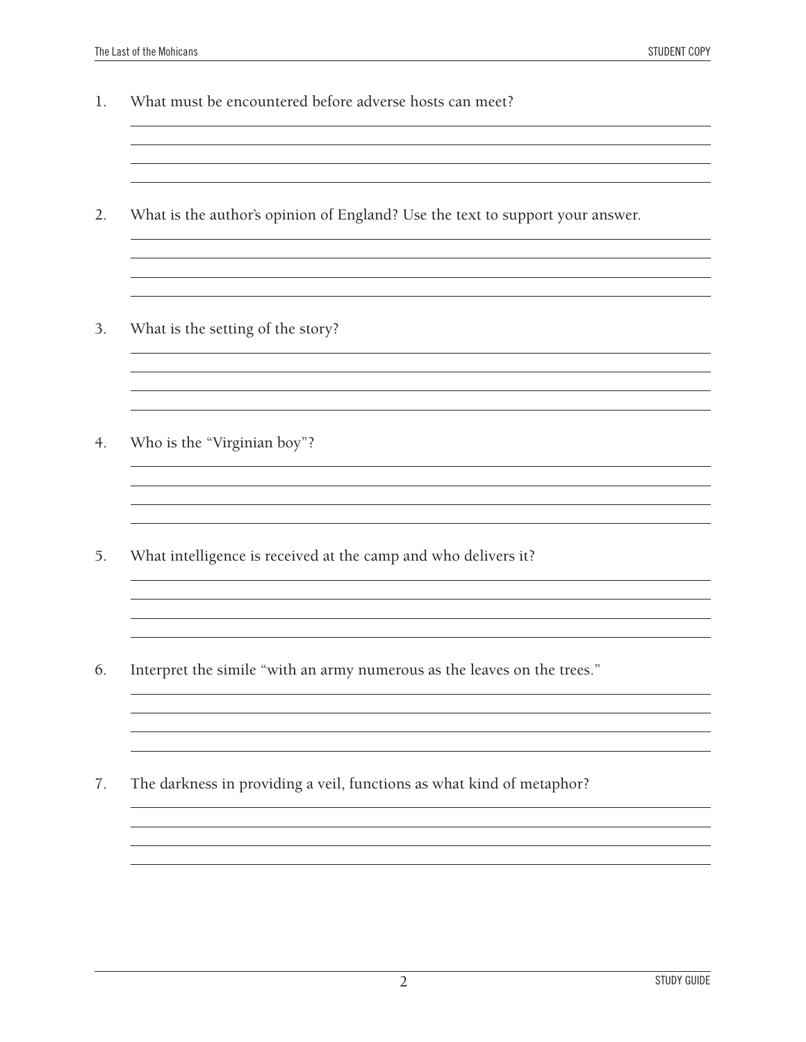1. What must be encountered before adverse hosts can meet?

2. What is the author's opinion of England? Use the text to support your answer.

3. What is the setting of the story?

4. Who is the "Virginian boy"?

5. What intelligence is received at the camp and who delivers it?

6. Interpret the simile "with an army numerous as the leaves on the trees."

7. The darkness in providing a veil, functions as what kind of metaphor?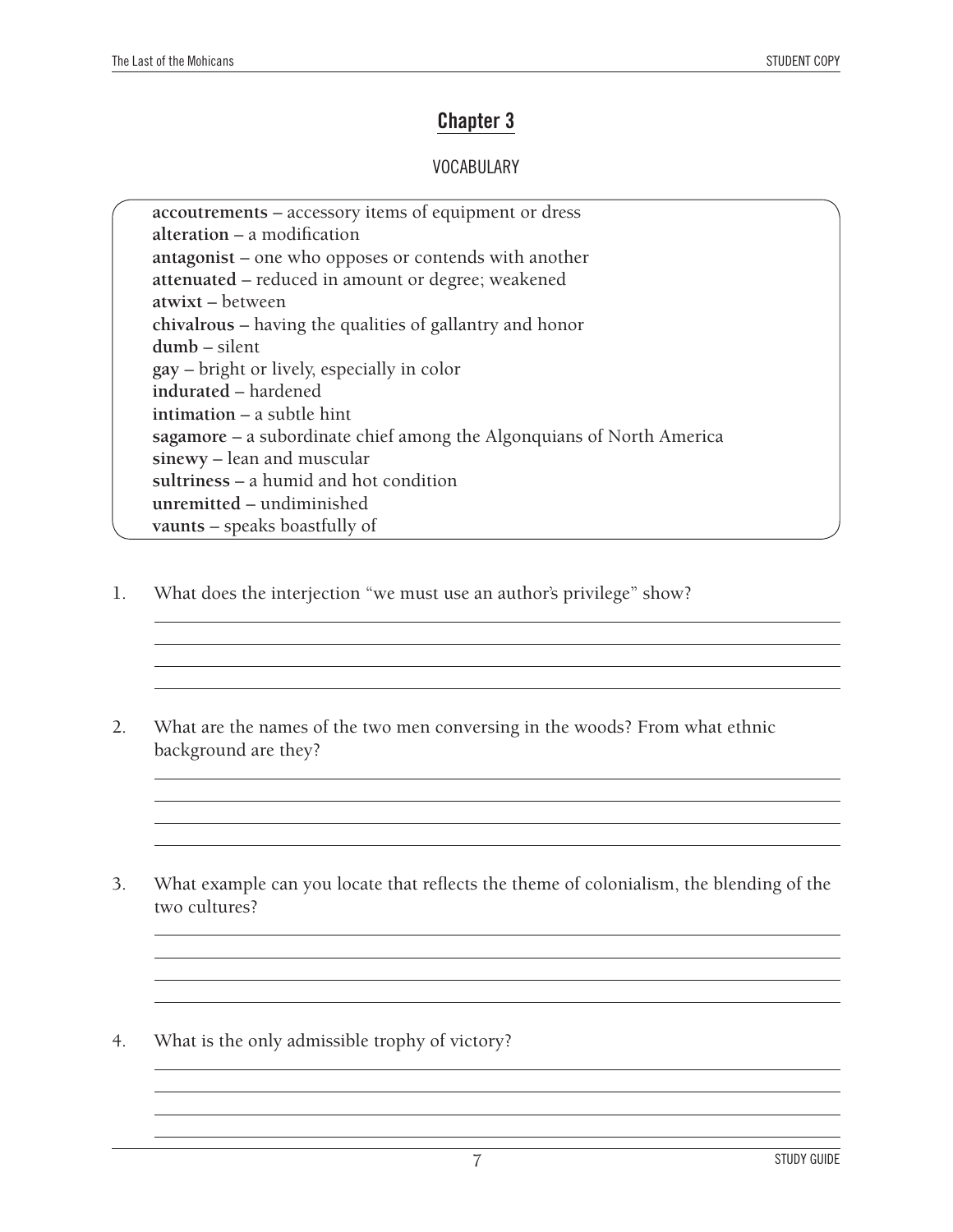## Chapter 3

VOCABULARY

**accoutrements** – accessory items of equipment or dress
**alteration** – a modification
**antagonist** – one who opposes or contends with another
**attenuated** – reduced in amount or degree; weakened
**atwixt** – between
**chivalrous** – having the qualities of gallantry and honor
**dumb** – silent
**gay** – bright or lively, especially in color
**indurated** – hardened
**intimation** – a subtle hint
**sagamore** – a subordinate chief among the Algonquians of North America
**sinewy** – lean and muscular
**sultriness** – a humid and hot condition
**unremitted** – undiminished
**vaunts** – speaks boastfully of

1. What does the interjection "we must use an author's privilege" show?

2. What are the names of the two men conversing in the woods? From what ethnic background are they?

3. What example can you locate that reflects the theme of colonialism, the blending of the two cultures?

4. What is the only admissible trophy of victory?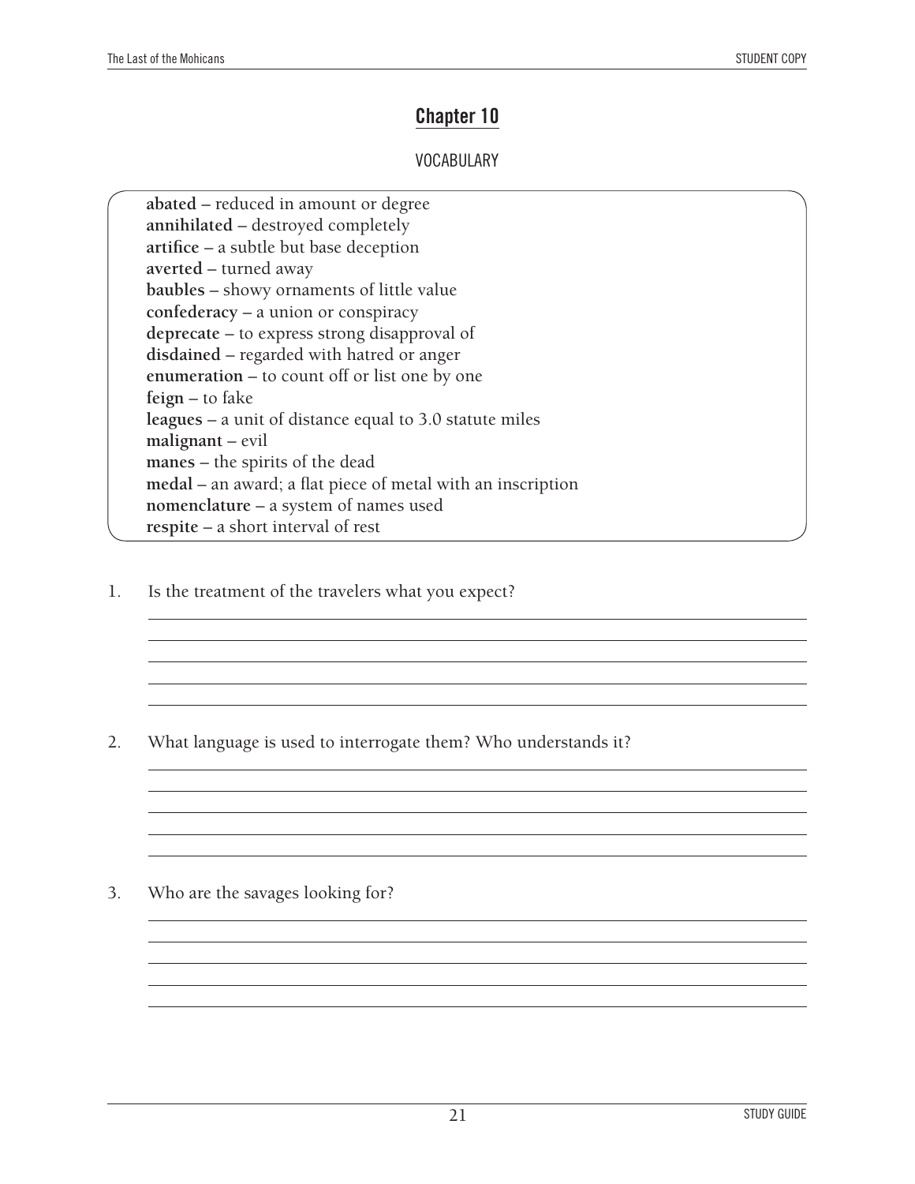## Chapter 10

VOCABULARY

**abated** – reduced in amount or degree
**annihilated** – destroyed completely
**artifice** – a subtle but base deception
**averted** – turned away
**baubles** – showy ornaments of little value
**confederacy** – a union or conspiracy
**deprecate** – to express strong disapproval of
**disdained** – regarded with hatred or anger
**enumeration** – to count off or list one by one
**feign** – to fake
**leagues** – a unit of distance equal to 3.0 statute miles
**malignant** – evil
**manes** – the spirits of the dead
**medal** – an award; a flat piece of metal with an inscription
**nomenclature** – a system of names used
**respite** – a short interval of rest

1. Is the treatment of the travelers what you expect?

2. What language is used to interrogate them? Who understands it?

3. Who are the savages looking for?